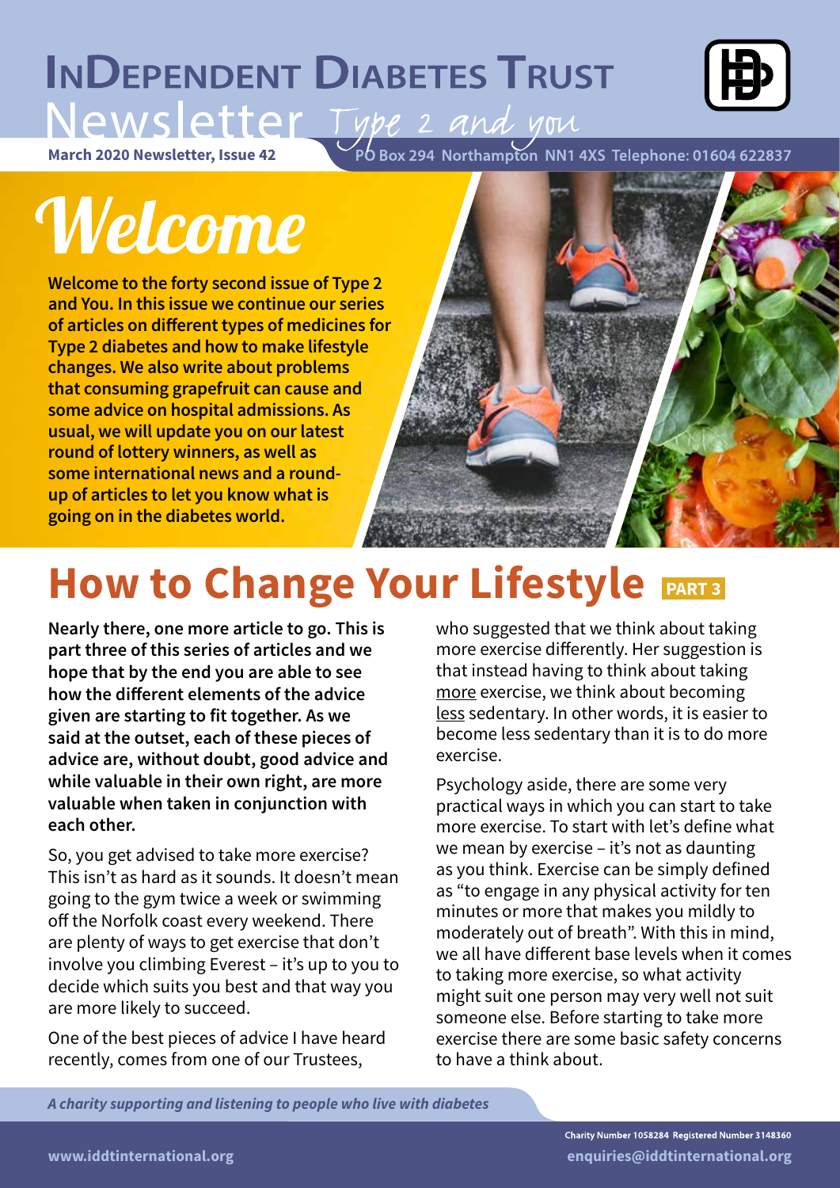# InDependent Diabetes Trust

## Newsletter *Type 2 and you*

**March 2020 Newsletter, Issue 42**

**PO Box 294 Northampton NN1 4XS Telephone: 01604 622837**

# *Welcome*

**Welcome to the forty second issue of Type 2 and You. In this issue we continue our series of articles on different types of medicines for Type 2 diabetes and how to make lifestyle changes. We also write about problems that consuming grapefruit can cause and some advice on hospital admissions. As usual, we will update you on our latest round of lottery winners, as well as some international news and a round-up of articles to let you know what is going on in the diabetes world.**

# How to Change Your Lifestyle PART 3

**Nearly there, one more article to go. This is part three of this series of articles and we hope that by the end you are able to see how the different elements of the advice given are starting to fit together. As we said at the outset, each of these pieces of advice are, without doubt, good advice and while valuable in their own right, are more valuable when taken in conjunction with each other.**

So, you get advised to take more exercise? This isn't as hard as it sounds. It doesn't mean going to the gym twice a week or swimming off the Norfolk coast every weekend. There are plenty of ways to get exercise that don't involve you climbing Everest – it's up to you to decide which suits you best and that way you are more likely to succeed.

One of the best pieces of advice I have heard recently, comes from one of our Trustees, who suggested that we think about taking more exercise differently. Her suggestion is that instead having to think about taking more exercise, we think about becoming less sedentary. In other words, it is easier to become less sedentary than it is to do more exercise.

Psychology aside, there are some very practical ways in which you can start to take more exercise. To start with let's define what we mean by exercise – it's not as daunting as you think. Exercise can be simply defined as "to engage in any physical activity for ten minutes or more that makes you mildly to moderately out of breath". With this in mind, we all have different base levels when it comes to taking more exercise, so what activity might suit one person may very well not suit someone else. Before starting to take more exercise there are some basic safety concerns to have a think about.

*A charity supporting and listening to people who live with diabetes*

Charity Number 1058284 Registered Number 3148360

www.iddtinternational.org

enquiries@iddtinternational.org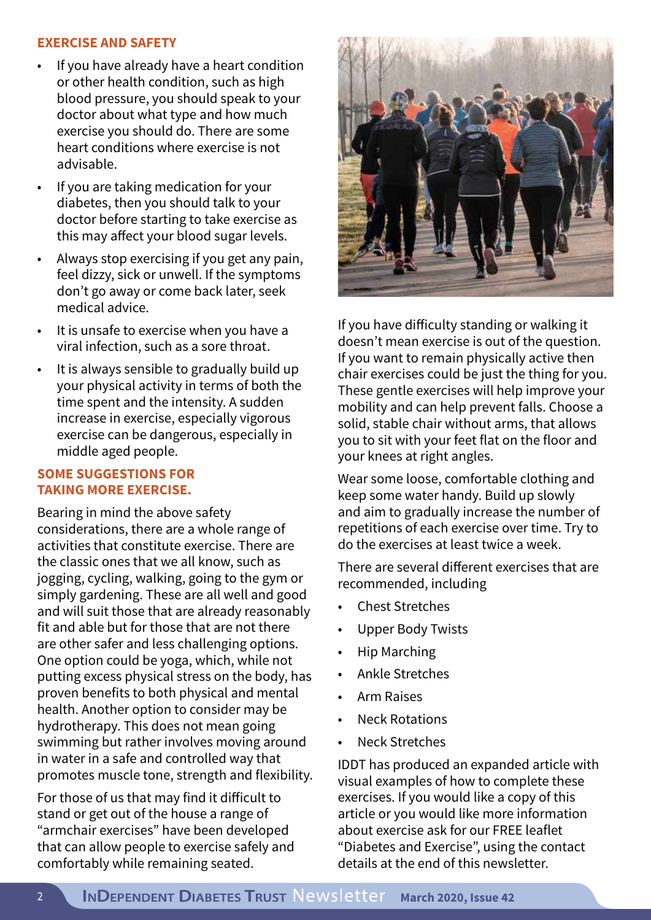## EXERCISE AND SAFETY

- If you have already have a heart condition or other health condition, such as high blood pressure, you should speak to your doctor about what type and how much exercise you should do. There are some heart conditions where exercise is not advisable.
- If you are taking medication for your diabetes, then you should talk to your doctor before starting to take exercise as this may affect your blood sugar levels.
- Always stop exercising if you get any pain, feel dizzy, sick or unwell. If the symptoms don't go away or come back later, seek medical advice.
- It is unsafe to exercise when you have a viral infection, such as a sore throat.
- It is always sensible to gradually build up your physical activity in terms of both the time spent and the intensity. A sudden increase in exercise, especially vigorous exercise can be dangerous, especially in middle aged people.

## SOME SUGGESTIONS FOR TAKING MORE EXERCISE.

Bearing in mind the above safety considerations, there are a whole range of activities that constitute exercise. There are the classic ones that we all know, such as jogging, cycling, walking, going to the gym or simply gardening. These are all well and good and will suit those that are already reasonably fit and able but for those that are not there are other safer and less challenging options. One option could be yoga, which, while not putting excess physical stress on the body, has proven benefits to both physical and mental health. Another option to consider may be hydrotherapy. This does not mean going swimming but rather involves moving around in water in a safe and controlled way that promotes muscle tone, strength and flexibility.

For those of us that may find it difficult to stand or get out of the house a range of "armchair exercises" have been developed that can allow people to exercise safely and comfortably while remaining seated.

If you have difficulty standing or walking it doesn't mean exercise is out of the question. If you want to remain physically active then chair exercises could be just the thing for you. These gentle exercises will help improve your mobility and can help prevent falls. Choose a solid, stable chair without arms, that allows you to sit with your feet flat on the floor and your knees at right angles.

Wear some loose, comfortable clothing and keep some water handy. Build up slowly and aim to gradually increase the number of repetitions of each exercise over time. Try to do the exercises at least twice a week.

There are several different exercises that are recommended, including

- Chest Stretches
- Upper Body Twists
- Hip Marching
- Ankle Stretches
- Arm Raises
- Neck Rotations
- Neck Stretches

IDDT has produced an expanded article with visual examples of how to complete these exercises. If you would like a copy of this article or you would like more information about exercise ask for our FREE leaflet "Diabetes and Exercise", using the contact details at the end of this newsletter.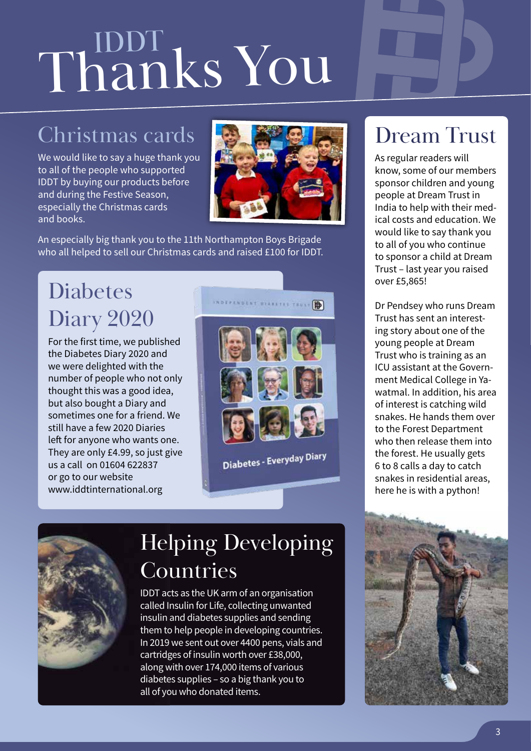# IDDT Thanks You

## Christmas cards

We would like to say a huge thank you to all of the people who supported IDDT by buying our products before and during the Festive Season, especially the Christmas cards and books.

An especially big thank you to the 11th Northampton Boys Brigade who all helped to sell our Christmas cards and raised £100 for IDDT.

## Diabetes Diary 2020

For the first time, we published the Diabetes Diary 2020 and we were delighted with the number of people who not only thought this was a good idea, but also bought a Diary and sometimes one for a friend. We still have a few 2020 Diaries left for anyone who wants one. They are only £4.99, so just give us a call on 01604 622837 or go to our website www.iddtinternational.org

## Helping Developing Countries

IDDT acts as the UK arm of an organisation called Insulin for Life, collecting unwanted insulin and diabetes supplies and sending them to help people in developing countries. In 2019 we sent out over 4400 pens, vials and cartridges of insulin worth over £38,000, along with over 174,000 items of various diabetes supplies – so a big thank you to all of you who donated items.

## Dream Trust

As regular readers will know, some of our members sponsor children and young people at Dream Trust in India to help with their medical costs and education. We would like to say thank you to all of you who continue to sponsor a child at Dream Trust – last year you raised over £5,865!

Dr Pendsey who runs Dream Trust has sent an interesting story about one of the young people at Dream Trust who is training as an ICU assistant at the Government Medical College in Yawatmal. In addition, his area of interest is catching wild snakes. He hands them over to the Forest Department who then release them into the forest. He usually gets 6 to 8 calls a day to catch snakes in residential areas, here he is with a python!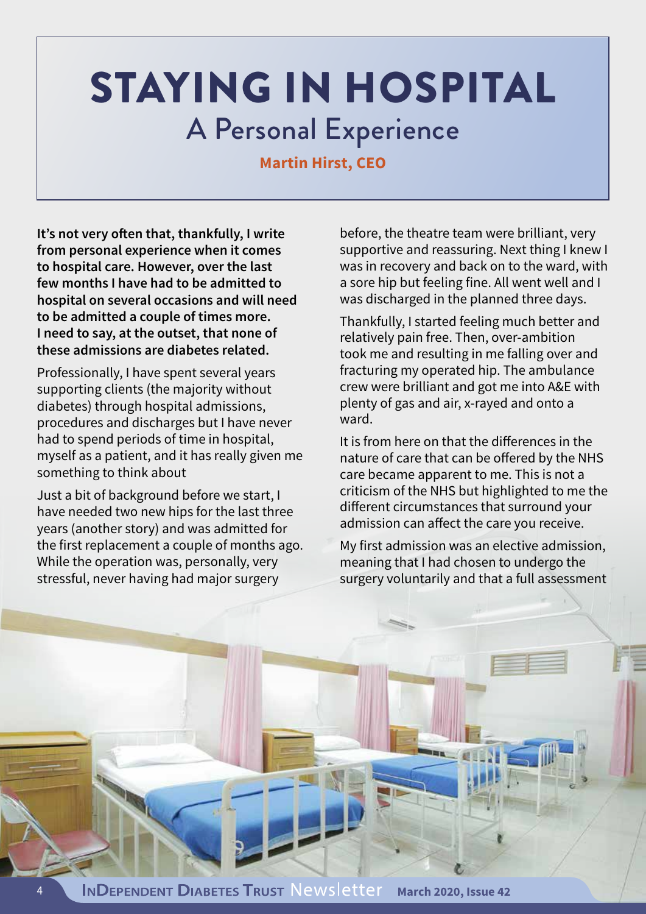# STAYING IN HOSPITAL

## A Personal Experience

**Martin Hirst, CEO**

**It's not very often that, thankfully, I write from personal experience when it comes to hospital care. However, over the last few months I have had to be admitted to hospital on several occasions and will need to be admitted a couple of times more. I need to say, at the outset, that none of these admissions are diabetes related.**

Professionally, I have spent several years supporting clients (the majority without diabetes) through hospital admissions, procedures and discharges but I have never had to spend periods of time in hospital, myself as a patient, and it has really given me something to think about

Just a bit of background before we start, I have needed two new hips for the last three years (another story) and was admitted for the first replacement a couple of months ago. While the operation was, personally, very stressful, never having had major surgery before, the theatre team were brilliant, very supportive and reassuring. Next thing I knew I was in recovery and back on to the ward, with a sore hip but feeling fine. All went well and I was discharged in the planned three days.

Thankfully, I started feeling much better and relatively pain free. Then, over-ambition took me and resulting in me falling over and fracturing my operated hip. The ambulance crew were brilliant and got me into A&E with plenty of gas and air, x-rayed and onto a ward.

It is from here on that the differences in the nature of care that can be offered by the NHS care became apparent to me. This is not a criticism of the NHS but highlighted to me the different circumstances that surround your admission can affect the care you receive.

My first admission was an elective admission, meaning that I had chosen to undergo the surgery voluntarily and that a full assessment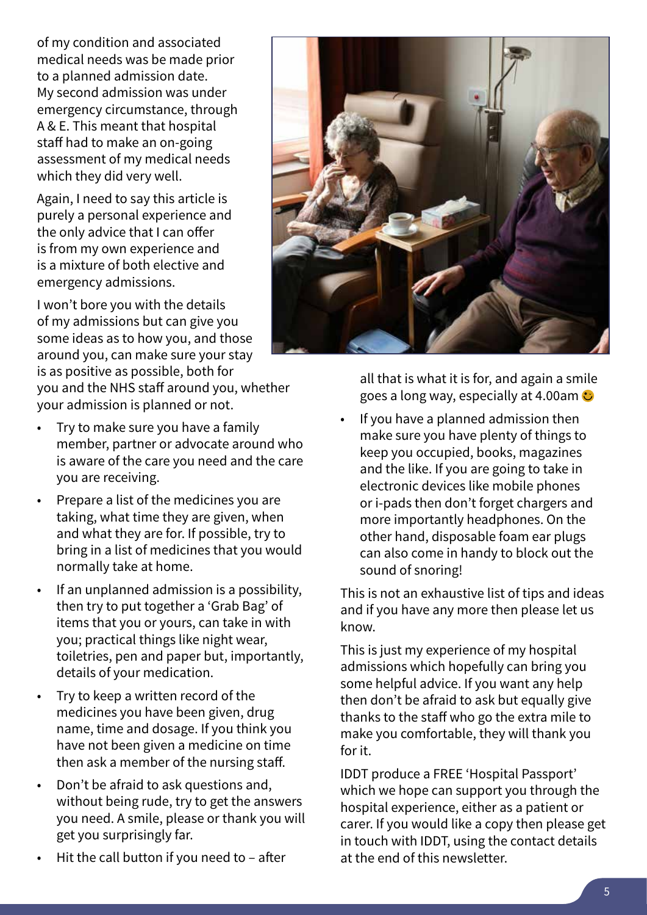of my condition and associated medical needs was be made prior to a planned admission date. My second admission was under emergency circumstance, through A & E. This meant that hospital staff had to make an on-going assessment of my medical needs which they did very well.

Again, I need to say this article is purely a personal experience and the only advice that I can offer is from my own experience and is a mixture of both elective and emergency admissions.

I won't bore you with the details of my admissions but can give you some ideas as to how you, and those around you, can make sure your stay is as positive as possible, both for you and the NHS staff around you, whether your admission is planned or not.

- Try to make sure you have a family member, partner or advocate around who is aware of the care you need and the care you are receiving.
- Prepare a list of the medicines you are taking, what time they are given, when and what they are for. If possible, try to bring in a list of medicines that you would normally take at home.
- If an unplanned admission is a possibility, then try to put together a 'Grab Bag' of items that you or yours, can take in with you; practical things like night wear, toiletries, pen and paper but, importantly, details of your medication.
- Try to keep a written record of the medicines you have been given, drug name, time and dosage. If you think you have not been given a medicine on time then ask a member of the nursing staff.
- Don't be afraid to ask questions and, without being rude, try to get the answers you need. A smile, please or thank you will get you surprisingly far.
- Hit the call button if you need to – after all that is what it is for, and again a smile goes a long way, especially at 4.00am 🙂
- If you have a planned admission then make sure you have plenty of things to keep you occupied, books, magazines and the like. If you are going to take in electronic devices like mobile phones or i-pads then don't forget chargers and more importantly headphones. On the other hand, disposable foam ear plugs can also come in handy to block out the sound of snoring!

This is not an exhaustive list of tips and ideas and if you have any more then please let us know.

This is just my experience of my hospital admissions which hopefully can bring you some helpful advice. If you want any help then don't be afraid to ask but equally give thanks to the staff who go the extra mile to make you comfortable, they will thank you for it.

IDDT produce a FREE 'Hospital Passport' which we hope can support you through the hospital experience, either as a patient or carer. If you would like a copy then please get in touch with IDDT, using the contact details at the end of this newsletter.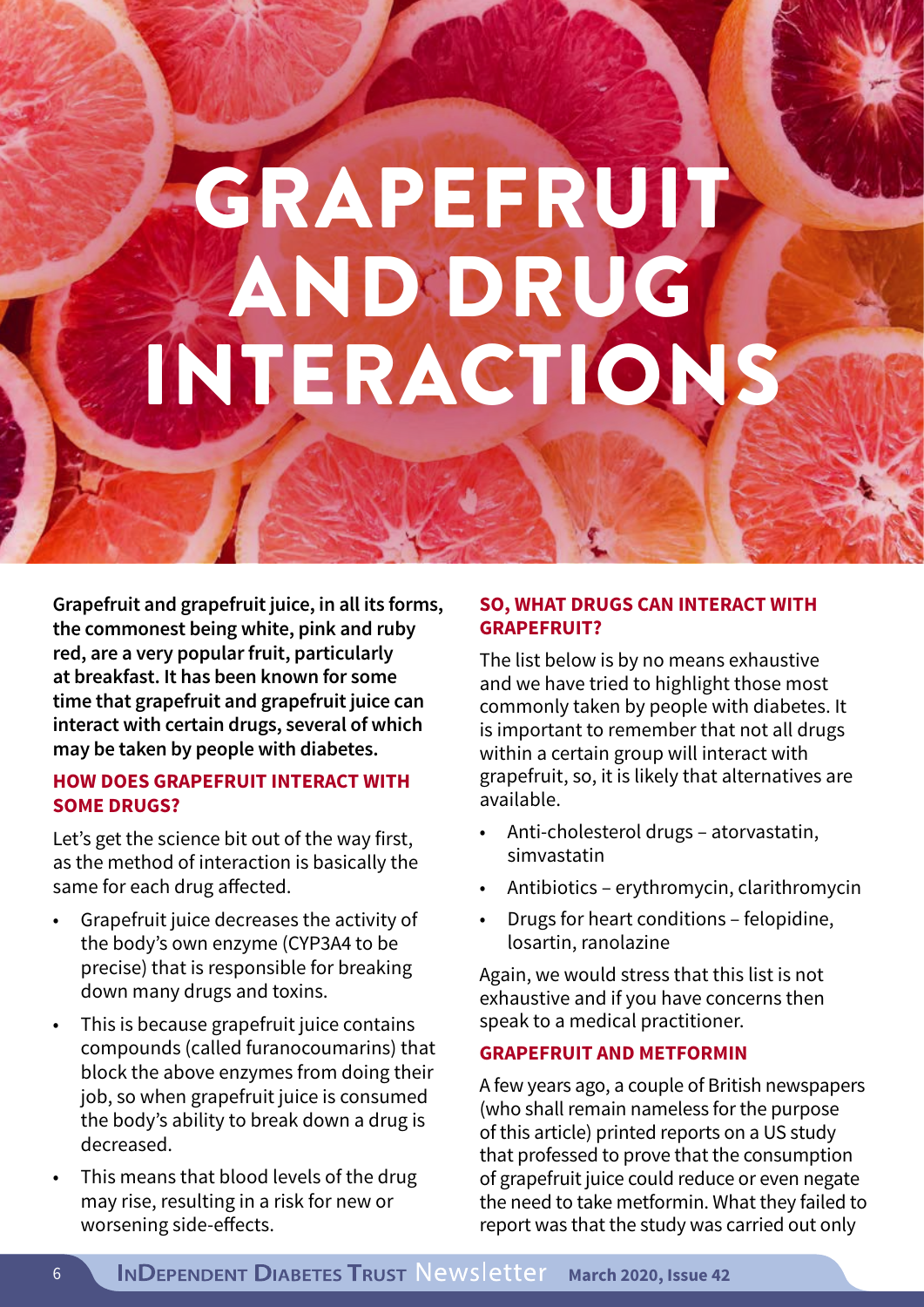# GRAPEFRUIT AND DRUG INTERACTIONS

**Grapefruit and grapefruit juice, in all its forms, the commonest being white, pink and ruby red, are a very popular fruit, particularly at breakfast. It has been known for some time that grapefruit and grapefruit juice can interact with certain drugs, several of which may be taken by people with diabetes.**

## HOW DOES GRAPEFRUIT INTERACT WITH SOME DRUGS?

Let's get the science bit out of the way first, as the method of interaction is basically the same for each drug affected.

- Grapefruit juice decreases the activity of the body's own enzyme (CYP3A4 to be precise) that is responsible for breaking down many drugs and toxins.
- This is because grapefruit juice contains compounds (called furanocoumarins) that block the above enzymes from doing their job, so when grapefruit juice is consumed the body's ability to break down a drug is decreased.
- This means that blood levels of the drug may rise, resulting in a risk for new or worsening side-effects.

## SO, WHAT DRUGS CAN INTERACT WITH GRAPEFRUIT?

The list below is by no means exhaustive and we have tried to highlight those most commonly taken by people with diabetes. It is important to remember that not all drugs within a certain group will interact with grapefruit, so, it is likely that alternatives are available.

- Anti-cholesterol drugs – atorvastatin, simvastatin
- Antibiotics – erythromycin, clarithromycin
- Drugs for heart conditions – felopidine, losartin, ranolazine

Again, we would stress that this list is not exhaustive and if you have concerns then speak to a medical practitioner.

## GRAPEFRUIT AND METFORMIN

A few years ago, a couple of British newspapers (who shall remain nameless for the purpose of this article) printed reports on a US study that professed to prove that the consumption of grapefruit juice could reduce or even negate the need to take metformin. What they failed to report was that the study was carried out only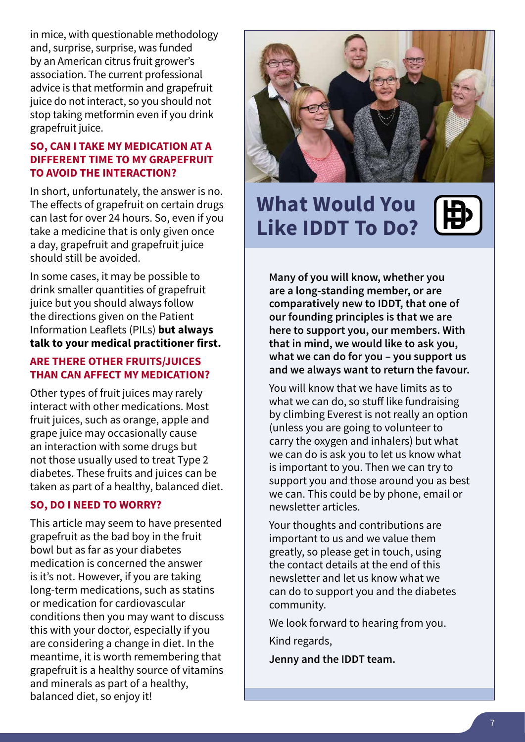in mice, with questionable methodology and, surprise, surprise, was funded by an American citrus fruit grower's association. The current professional advice is that metformin and grapefruit juice do not interact, so you should not stop taking metformin even if you drink grapefruit juice.

### SO, CAN I TAKE MY MEDICATION AT A DIFFERENT TIME TO MY GRAPEFRUIT TO AVOID THE INTERACTION?

In short, unfortunately, the answer is no. The effects of grapefruit on certain drugs can last for over 24 hours. So, even if you take a medicine that is only given once a day, grapefruit and grapefruit juice should still be avoided.

In some cases, it may be possible to drink smaller quantities of grapefruit juice but you should always follow the directions given on the Patient Information Leaflets (PILs) **but always talk to your medical practitioner first.**

### ARE THERE OTHER FRUITS/JUICES THAN CAN AFFECT MY MEDICATION?

Other types of fruit juices may rarely interact with other medications. Most fruit juices, such as orange, apple and grape juice may occasionally cause an interaction with some drugs but not those usually used to treat Type 2 diabetes. These fruits and juices can be taken as part of a healthy, balanced diet.

### SO, DO I NEED TO WORRY?

This article may seem to have presented grapefruit as the bad boy in the fruit bowl but as far as your diabetes medication is concerned the answer is it's not. However, if you are taking long-term medications, such as statins or medication for cardiovascular conditions then you may want to discuss this with your doctor, especially if you are considering a change in diet. In the meantime, it is worth remembering that grapefruit is a healthy source of vitamins and minerals as part of a healthy, balanced diet, so enjoy it!

## What Would You Like IDDT To Do?

**Many of you will know, whether you are a long-standing member, or are comparatively new to IDDT, that one of our founding principles is that we are here to support you, our members. With that in mind, we would like to ask you, what we can do for you – you support us and we always want to return the favour.**

You will know that we have limits as to what we can do, so stuff like fundraising by climbing Everest is not really an option (unless you are going to volunteer to carry the oxygen and inhalers) but what we can do is ask you to let us know what is important to you. Then we can try to support you and those around you as best we can. This could be by phone, email or newsletter articles.

Your thoughts and contributions are important to us and we value them greatly, so please get in touch, using the contact details at the end of this newsletter and let us know what we can do to support you and the diabetes community.

We look forward to hearing from you.

Kind regards,

**Jenny and the IDDT team.**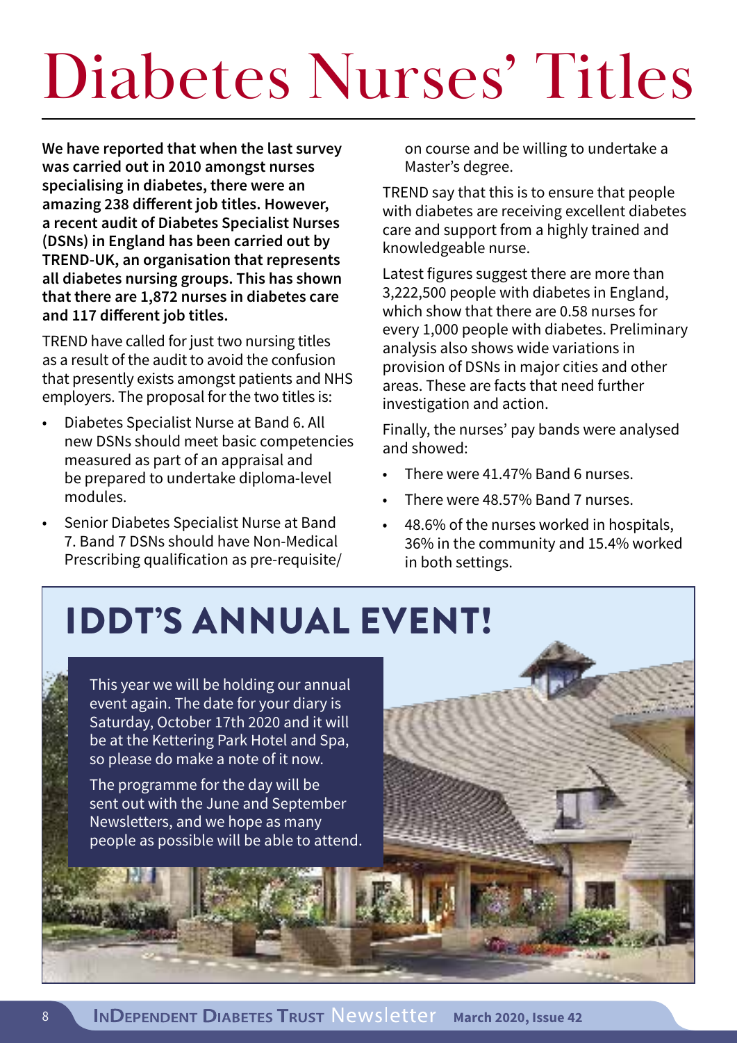# Diabetes Nurses' Titles

**We have reported that when the last survey was carried out in 2010 amongst nurses specialising in diabetes, there were an amazing 238 different job titles. However, a recent audit of Diabetes Specialist Nurses (DSNs) in England has been carried out by TREND-UK, an organisation that represents all diabetes nursing groups. This has shown that there are 1,872 nurses in diabetes care and 117 different job titles.**

TREND have called for just two nursing titles as a result of the audit to avoid the confusion that presently exists amongst patients and NHS employers. The proposal for the two titles is:

- Diabetes Specialist Nurse at Band 6. All new DSNs should meet basic competencies measured as part of an appraisal and be prepared to undertake diploma-level modules.
- Senior Diabetes Specialist Nurse at Band 7. Band 7 DSNs should have Non-Medical Prescribing qualification as pre-requisite/ on course and be willing to undertake a Master's degree.

TREND say that this is to ensure that people with diabetes are receiving excellent diabetes care and support from a highly trained and knowledgeable nurse.

Latest figures suggest there are more than 3,222,500 people with diabetes in England, which show that there are 0.58 nurses for every 1,000 people with diabetes. Preliminary analysis also shows wide variations in provision of DSNs in major cities and other areas. These are facts that need further investigation and action.

Finally, the nurses' pay bands were analysed and showed:

- There were 41.47% Band 6 nurses.
- There were 48.57% Band 7 nurses.
- 48.6% of the nurses worked in hospitals, 36% in the community and 15.4% worked in both settings.

## IDDT'S ANNUAL EVENT!

This year we will be holding our annual event again. The date for your diary is Saturday, October 17th 2020 and it will be at the Kettering Park Hotel and Spa, so please do make a note of it now.

The programme for the day will be sent out with the June and September Newsletters, and we hope as many people as possible will be able to attend.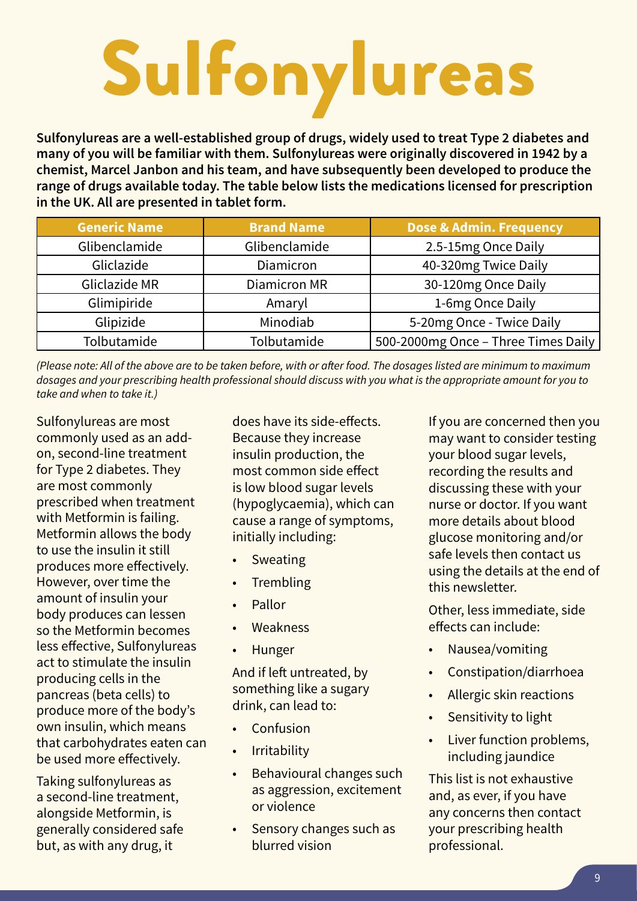# Sulfonylureas

**Sulfonylureas are a well-established group of drugs, widely used to treat Type 2 diabetes and many of you will be familiar with them. Sulfonylureas were originally discovered in 1942 by a chemist, Marcel Janbon and his team, and have subsequently been developed to produce the range of drugs available today. The table below lists the medications licensed for prescription in the UK. All are presented in tablet form.**

| Generic Name | Brand Name | Dose & Admin. Frequency |
|---|---|---|
| Glibenclamide | Glibenclamide | 2.5-15mg Once Daily |
| Gliclazide | Diamicron | 40-320mg Twice Daily |
| Gliclazide MR | Diamicron MR | 30-120mg Once Daily |
| Glimipiride | Amaryl | 1-6mg Once Daily |
| Glipizide | Minodiab | 5-20mg Once - Twice Daily |
| Tolbutamide | Tolbutamide | 500-2000mg Once – Three Times Daily |

*(Please note: All of the above are to be taken before, with or after food. The dosages listed are minimum to maximum dosages and your prescribing health professional should discuss with you what is the appropriate amount for you to take and when to take it.)*

Sulfonylureas are most commonly used as an add-on, second-line treatment for Type 2 diabetes. They are most commonly prescribed when treatment with Metformin is failing. Metformin allows the body to use the insulin it still produces more effectively. However, over time the amount of insulin your body produces can lessen so the Metformin becomes less effective, Sulfonylureas act to stimulate the insulin producing cells in the pancreas (beta cells) to produce more of the body's own insulin, which means that carbohydrates eaten can be used more effectively.

Taking sulfonylureas as a second-line treatment, alongside Metformin, is generally considered safe but, as with any drug, it does have its side-effects. Because they increase insulin production, the most common side effect is low blood sugar levels (hypoglycaemia), which can cause a range of symptoms, initially including:

- Sweating
- Trembling
- Pallor
- Weakness
- Hunger

And if left untreated, by something like a sugary drink, can lead to:

- Confusion
- Irritability
- Behavioural changes such as aggression, excitement or violence
- Sensory changes such as blurred vision

If you are concerned then you may want to consider testing your blood sugar levels, recording the results and discussing these with your nurse or doctor. If you want more details about blood glucose monitoring and/or safe levels then contact us using the details at the end of this newsletter.

Other, less immediate, side effects can include:

- Nausea/vomiting
- Constipation/diarrhoea
- Allergic skin reactions
- Sensitivity to light
- Liver function problems, including jaundice

This list is not exhaustive and, as ever, if you have any concerns then contact your prescribing health professional.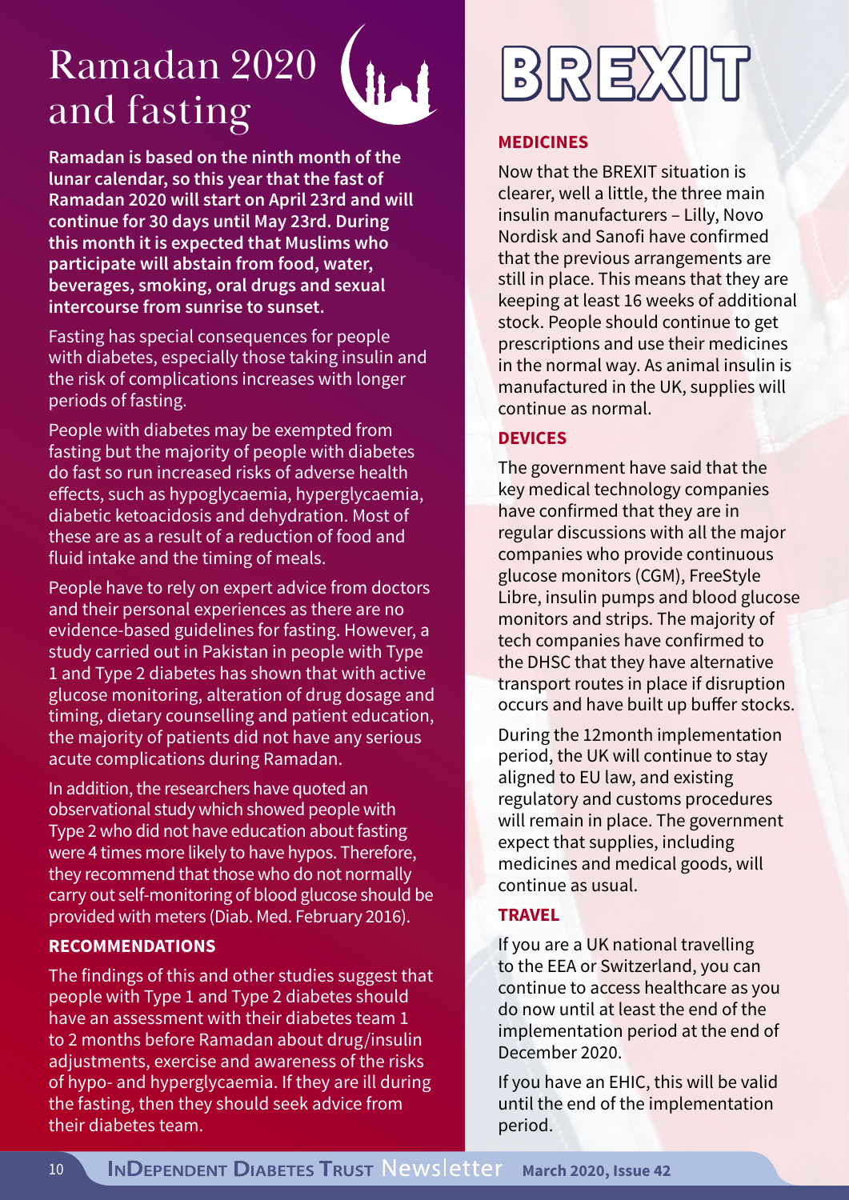# Ramadan 2020 and fasting

**Ramadan is based on the ninth month of the lunar calendar, so this year that the fast of Ramadan 2020 will start on April 23rd and will continue for 30 days until May 23rd. During this month it is expected that Muslims who participate will abstain from food, water, beverages, smoking, oral drugs and sexual intercourse from sunrise to sunset.**

Fasting has special consequences for people with diabetes, especially those taking insulin and the risk of complications increases with longer periods of fasting.

People with diabetes may be exempted from fasting but the majority of people with diabetes do fast so run increased risks of adverse health effects, such as hypoglycaemia, hyperglycaemia, diabetic ketoacidosis and dehydration. Most of these are as a result of a reduction of food and fluid intake and the timing of meals.

People have to rely on expert advice from doctors and their personal experiences as there are no evidence-based guidelines for fasting. However, a study carried out in Pakistan in people with Type 1 and Type 2 diabetes has shown that with active glucose monitoring, alteration of drug dosage and timing, dietary counselling and patient education, the majority of patients did not have any serious acute complications during Ramadan.

In addition, the researchers have quoted an observational study which showed people with Type 2 who did not have education about fasting were 4 times more likely to have hypos. Therefore, they recommend that those who do not normally carry out self-monitoring of blood glucose should be provided with meters (Diab. Med. February 2016).

### RECOMMENDATIONS

The findings of this and other studies suggest that people with Type 1 and Type 2 diabetes should have an assessment with their diabetes team 1 to 2 months before Ramadan about drug/insulin adjustments, exercise and awareness of the risks of hypo- and hyperglycaemia. If they are ill during the fasting, then they should seek advice from their diabetes team.

# BREXIT

### MEDICINES

Now that the BREXIT situation is clearer, well a little, the three main insulin manufacturers – Lilly, Novo Nordisk and Sanofi have confirmed that the previous arrangements are still in place. This means that they are keeping at least 16 weeks of additional stock. People should continue to get prescriptions and use their medicines in the normal way. As animal insulin is manufactured in the UK, supplies will continue as normal.

### DEVICES

The government have said that the key medical technology companies have confirmed that they are in regular discussions with all the major companies who provide continuous glucose monitors (CGM), FreeStyle Libre, insulin pumps and blood glucose monitors and strips. The majority of tech companies have confirmed to the DHSC that they have alternative transport routes in place if disruption occurs and have built up buffer stocks.

During the 12month implementation period, the UK will continue to stay aligned to EU law, and existing regulatory and customs procedures will remain in place. The government expect that supplies, including medicines and medical goods, will continue as usual.

### TRAVEL

If you are a UK national travelling to the EEA or Switzerland, you can continue to access healthcare as you do now until at least the end of the implementation period at the end of December 2020.

If you have an EHIC, this will be valid until the end of the implementation period.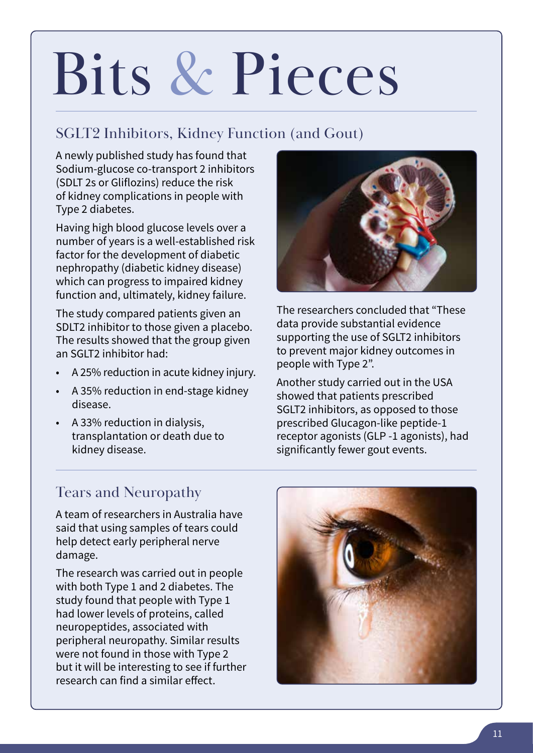# Bits & Pieces

## SGLT2 Inhibitors, Kidney Function (and Gout)

A newly published study has found that Sodium-glucose co-transport 2 inhibitors (SDLT 2s or Gliflozins) reduce the risk of kidney complications in people with Type 2 diabetes.

Having high blood glucose levels over a number of years is a well-established risk factor for the development of diabetic nephropathy (diabetic kidney disease) which can progress to impaired kidney function and, ultimately, kidney failure.

The study compared patients given an SDLT2 inhibitor to those given a placebo. The results showed that the group given an SGLT2 inhibitor had:

- A 25% reduction in acute kidney injury.
- A 35% reduction in end-stage kidney disease.
- A 33% reduction in dialysis, transplantation or death due to kidney disease.

The researchers concluded that "These data provide substantial evidence supporting the use of SGLT2 inhibitors to prevent major kidney outcomes in people with Type 2".

Another study carried out in the USA showed that patients prescribed SGLT2 inhibitors, as opposed to those prescribed Glucagon-like peptide-1 receptor agonists (GLP -1 agonists), had significantly fewer gout events.

## Tears and Neuropathy

A team of researchers in Australia have said that using samples of tears could help detect early peripheral nerve damage.

The research was carried out in people with both Type 1 and 2 diabetes. The study found that people with Type 1 had lower levels of proteins, called neuropeptides, associated with peripheral neuropathy. Similar results were not found in those with Type 2 but it will be interesting to see if further research can find a similar effect.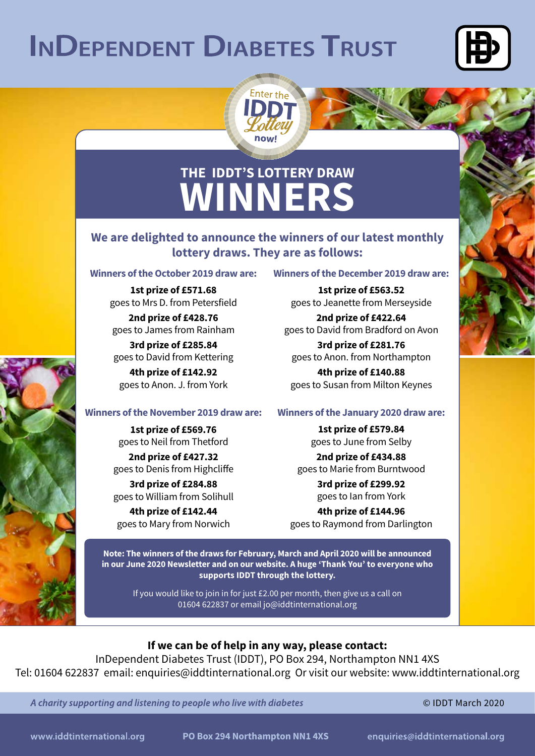# InDependent Diabetes Trust

Enter the IDDT Lottery now!

## THE IDDT'S LOTTERY DRAW WINNERS

**We are delighted to announce the winners of our latest monthly lottery draws. They are as follows:**

### Winners of the October 2019 draw are:

**1st prize of £571.68**
goes to Mrs D. from Petersfield

**2nd prize of £428.76**
goes to James from Rainham

**3rd prize of £285.84**
goes to David from Kettering

**4th prize of £142.92**
goes to Anon. J. from York

### Winners of the November 2019 draw are:

**1st prize of £569.76**
goes to Neil from Thetford

**2nd prize of £427.32**
goes to Denis from Highcliffe

**3rd prize of £284.88**
goes to William from Solihull

**4th prize of £142.44**
goes to Mary from Norwich

### Winners of the December 2019 draw are:

**1st prize of £563.52**
goes to Jeanette from Merseyside

**2nd prize of £422.64**
goes to David from Bradford on Avon

**3rd prize of £281.76**
goes to Anon. from Northampton

**4th prize of £140.88**
goes to Susan from Milton Keynes

### Winners of the January 2020 draw are:

**1st prize of £579.84**
goes to June from Selby

**2nd prize of £434.88**
goes to Marie from Burntwood

**3rd prize of £299.92**
goes to Ian from York

**4th prize of £144.96**
goes to Raymond from Darlington

**Note: The winners of the draws for February, March and April 2020 will be announced in our June 2020 Newsletter and on our website. A huge 'Thank You' to everyone who supports IDDT through the lottery.**

If you would like to join in for just £2.00 per month, then give us a call on 01604 622837 or email jo@iddtinternational.org

**If we can be of help in any way, please contact:**
InDependent Diabetes Trust (IDDT), PO Box 294, Northampton NN1 4XS
Tel: 01604 622837 email: enquiries@iddtinternational.org Or visit our website: www.iddtinternational.org

***A charity supporting and listening to people who live with diabetes***

© IDDT March 2020

www.iddtinternational.org **PO Box 294 Northampton NN1 4XS** enquiries@iddtinternational.org